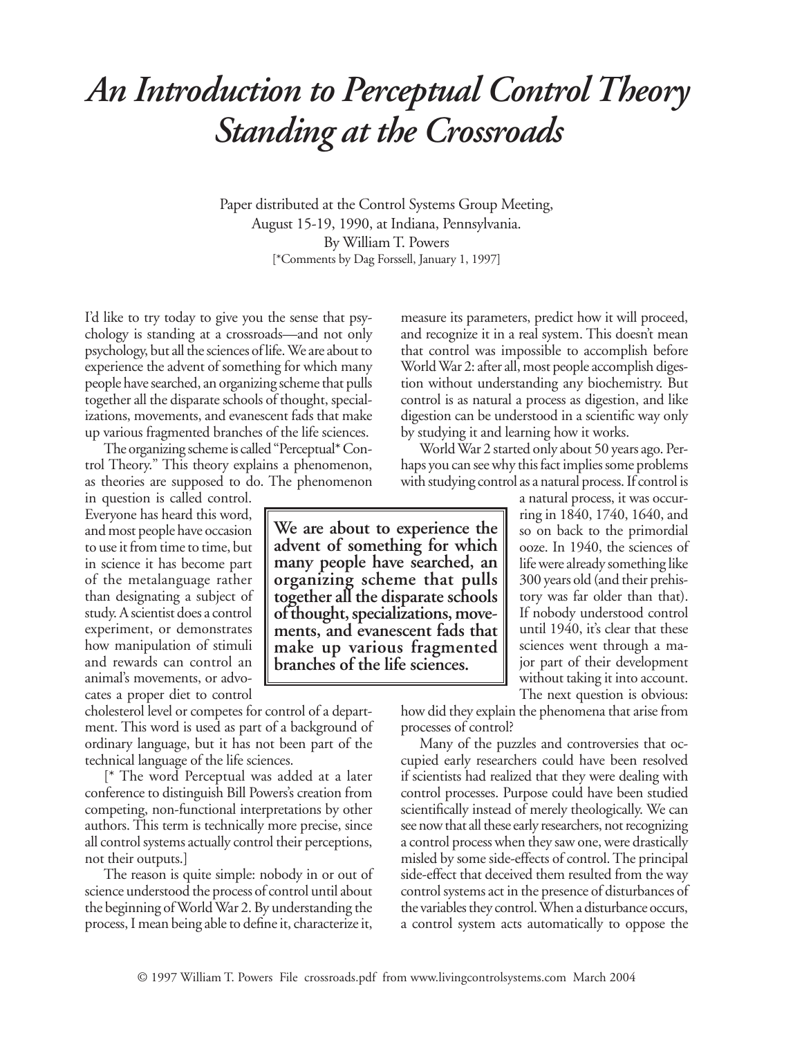# An Introduction to Perceptual Control Theory
# Standing at the Crossroads

Paper distributed at the Control Systems Group Meeting,
August 15-19, 1990, at Indiana, Pennsylvania.
By William T. Powers
[*Comments by Dag Forssell, January 1, 1997]

I'd like to try today to give you the sense that psychology is standing at a crossroads—and not only psychology, but all the sciences of life. We are about to experience the advent of something for which many people have searched, an organizing scheme that pulls together all the disparate schools of thought, specializations, movements, and evanescent fads that make up various fragmented branches of the life sciences.

The organizing scheme is called "Perceptual* Control Theory." This theory explains a phenomenon, as theories are supposed to do. The phenomenon in question is called control. Everyone has heard this word, and most people have occasion to use it from time to time, but in science it has become part of the metalanguage rather than designating a subject of study. A scientist does a control experiment, or demonstrates how manipulation of stimuli and rewards can control an animal's movements, or advocates a proper diet to control cholesterol level or competes for control of a department. This word is used as part of a background of ordinary language, but it has not been part of the technical language of the life sciences.

> **We are about to experience the advent of something for which many people have searched, an organizing scheme that pulls together all the disparate schools of thought, specializations, movements, and evanescent fads that make up various fragmented branches of the life sciences.**

[* The word Perceptual was added at a later conference to distinguish Bill Powers's creation from competing, non-functional interpretations by other authors. This term is technically more precise, since all control systems actually control their perceptions, not their outputs.]

The reason is quite simple: nobody in or out of science understood the process of control until about the beginning of World War 2. By understanding the process, I mean being able to define it, characterize it, measure its parameters, predict how it will proceed, and recognize it in a real system. This doesn't mean that control was impossible to accomplish before World War 2: after all, most people accomplish digestion without understanding any biochemistry. But control is as natural a process as digestion, and like digestion can be understood in a scientific way only by studying it and learning how it works.

World War 2 started only about 50 years ago. Perhaps you can see why this fact implies some problems with studying control as a natural process. If control is a natural process, it was occurring in 1840, 1740, 1640, and so on back to the primordial ooze. In 1940, the sciences of life were already something like 300 years old (and their prehistory was far older than that). If nobody understood control until 1940, it's clear that these sciences went through a major part of their development without taking it into account. The next question is obvious: how did they explain the phenomena that arise from processes of control?

Many of the puzzles and controversies that occupied early researchers could have been resolved if scientists had realized that they were dealing with control processes. Purpose could have been studied scientifically instead of merely theologically. We can see now that all these early researchers, not recognizing a control process when they saw one, were drastically misled by some side-effects of control. The principal side-effect that deceived them resulted from the way control systems act in the presence of disturbances of the variables they control. When a disturbance occurs, a control system acts automatically to oppose the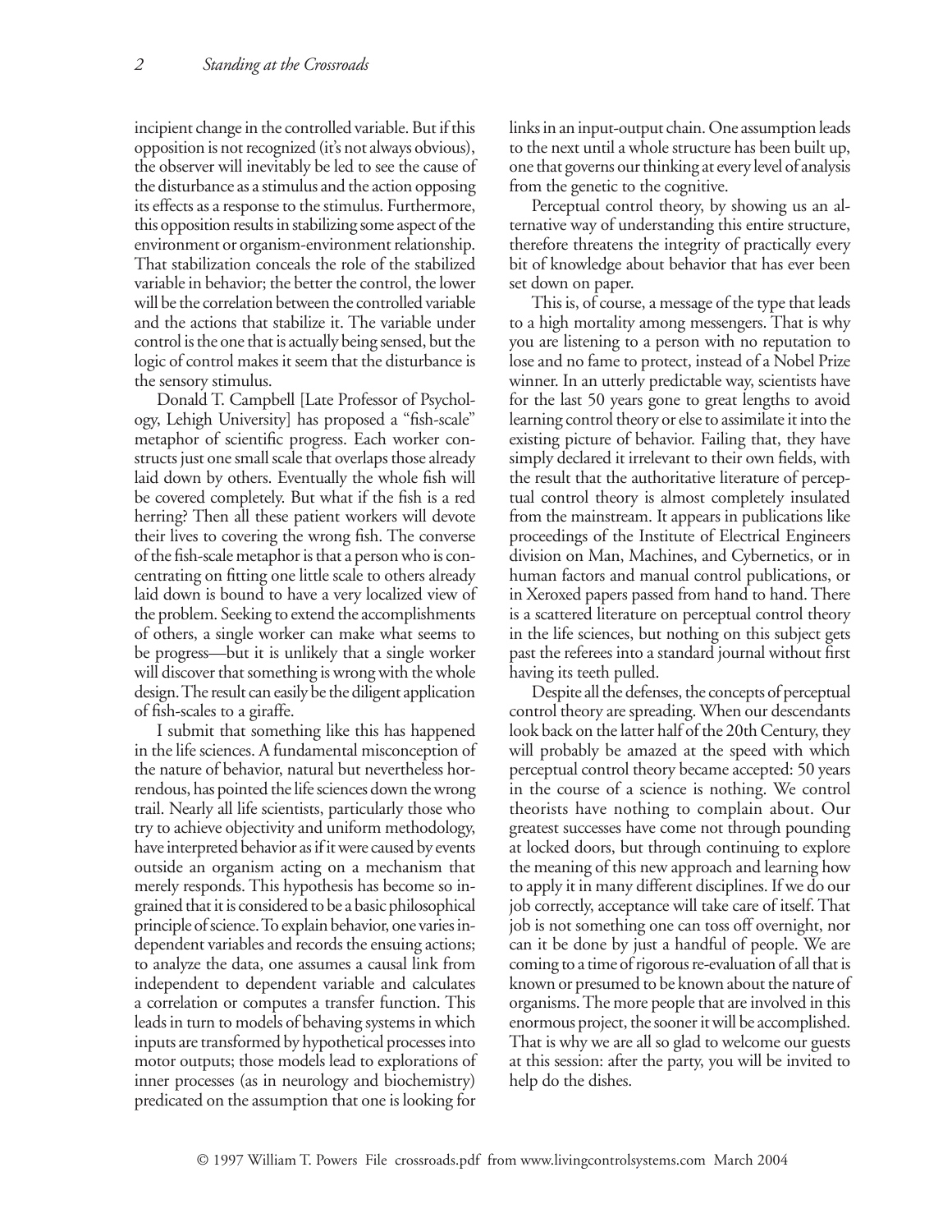incipient change in the controlled variable. But if this opposition is not recognized (it's not always obvious), the observer will inevitably be led to see the cause of the disturbance as a stimulus and the action opposing its effects as a response to the stimulus. Furthermore, this opposition results in stabilizing some aspect of the environment or organism-environment relationship. That stabilization conceals the role of the stabilized variable in behavior; the better the control, the lower will be the correlation between the controlled variable and the actions that stabilize it. The variable under control is the one that is actually being sensed, but the logic of control makes it seem that the disturbance is the sensory stimulus.

Donald T. Campbell [Late Professor of Psychology, Lehigh University] has proposed a "fish-scale" metaphor of scientific progress. Each worker constructs just one small scale that overlaps those already laid down by others. Eventually the whole fish will be covered completely. But what if the fish is a red herring? Then all these patient workers will devote their lives to covering the wrong fish. The converse of the fish-scale metaphor is that a person who is concentrating on fitting one little scale to others already laid down is bound to have a very localized view of the problem. Seeking to extend the accomplishments of others, a single worker can make what seems to be progress—but it is unlikely that a single worker will discover that something is wrong with the whole design. The result can easily be the diligent application of fish-scales to a giraffe.

I submit that something like this has happened in the life sciences. A fundamental misconception of the nature of behavior, natural but nevertheless horrendous, has pointed the life sciences down the wrong trail. Nearly all life scientists, particularly those who try to achieve objectivity and uniform methodology, have interpreted behavior as if it were caused by events outside an organism acting on a mechanism that merely responds. This hypothesis has become so ingrained that it is considered to be a basic philosophical principle of science. To explain behavior, one varies independent variables and records the ensuing actions; to analyze the data, one assumes a causal link from independent to dependent variable and calculates a correlation or computes a transfer function. This leads in turn to models of behaving systems in which inputs are transformed by hypothetical processes into motor outputs; those models lead to explorations of inner processes (as in neurology and biochemistry) predicated on the assumption that one is looking for links in an input-output chain. One assumption leads to the next until a whole structure has been built up, one that governs our thinking at every level of analysis from the genetic to the cognitive.

Perceptual control theory, by showing us an alternative way of understanding this entire structure, therefore threatens the integrity of practically every bit of knowledge about behavior that has ever been set down on paper.

This is, of course, a message of the type that leads to a high mortality among messengers. That is why you are listening to a person with no reputation to lose and no fame to protect, instead of a Nobel Prize winner. In an utterly predictable way, scientists have for the last 50 years gone to great lengths to avoid learning control theory or else to assimilate it into the existing picture of behavior. Failing that, they have simply declared it irrelevant to their own fields, with the result that the authoritative literature of perceptual control theory is almost completely insulated from the mainstream. It appears in publications like proceedings of the Institute of Electrical Engineers division on Man, Machines, and Cybernetics, or in human factors and manual control publications, or in Xeroxed papers passed from hand to hand. There is a scattered literature on perceptual control theory in the life sciences, but nothing on this subject gets past the referees into a standard journal without first having its teeth pulled.

Despite all the defenses, the concepts of perceptual control theory are spreading. When our descendants look back on the latter half of the 20th Century, they will probably be amazed at the speed with which perceptual control theory became accepted: 50 years in the course of a science is nothing. We control theorists have nothing to complain about. Our greatest successes have come not through pounding at locked doors, but through continuing to explore the meaning of this new approach and learning how to apply it in many different disciplines. If we do our job correctly, acceptance will take care of itself. That job is not something one can toss off overnight, nor can it be done by just a handful of people. We are coming to a time of rigorous re-evaluation of all that is known or presumed to be known about the nature of organisms. The more people that are involved in this enormous project, the sooner it will be accomplished. That is why we are all so glad to welcome our guests at this session: after the party, you will be invited to help do the dishes.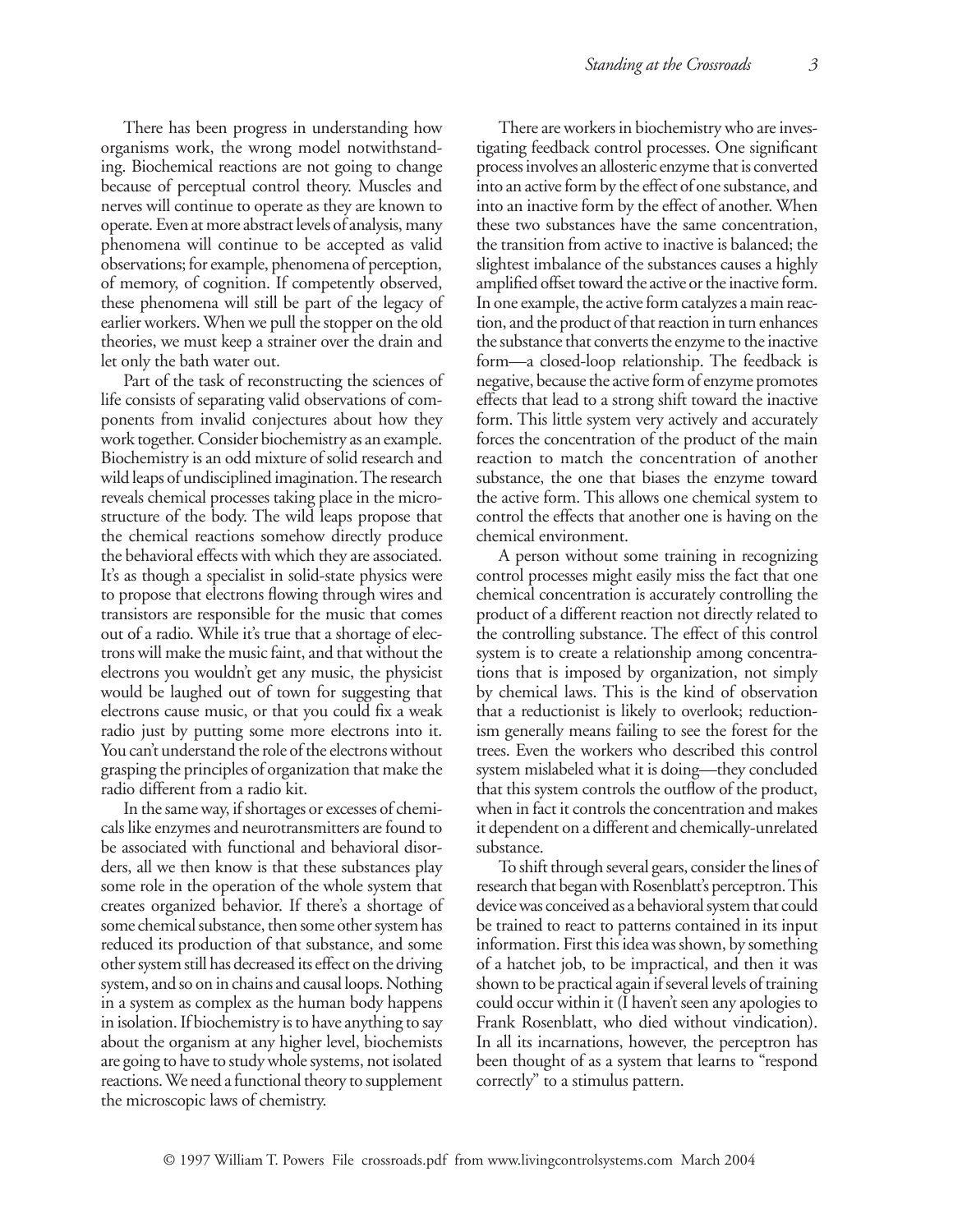There has been progress in understanding how organisms work, the wrong model notwithstanding. Biochemical reactions are not going to change because of perceptual control theory. Muscles and nerves will continue to operate as they are known to operate. Even at more abstract levels of analysis, many phenomena will continue to be accepted as valid observations; for example, phenomena of perception, of memory, of cognition. If competently observed, these phenomena will still be part of the legacy of earlier workers. When we pull the stopper on the old theories, we must keep a strainer over the drain and let only the bath water out.

Part of the task of reconstructing the sciences of life consists of separating valid observations of components from invalid conjectures about how they work together. Consider biochemistry as an example. Biochemistry is an odd mixture of solid research and wild leaps of undisciplined imagination. The research reveals chemical processes taking place in the microstructure of the body. The wild leaps propose that the chemical reactions somehow directly produce the behavioral effects with which they are associated. It's as though a specialist in solid-state physics were to propose that electrons flowing through wires and transistors are responsible for the music that comes out of a radio. While it's true that a shortage of electrons will make the music faint, and that without the electrons you wouldn't get any music, the physicist would be laughed out of town for suggesting that electrons cause music, or that you could fix a weak radio just by putting some more electrons into it. You can't understand the role of the electrons without grasping the principles of organization that make the radio different from a radio kit.

In the same way, if shortages or excesses of chemicals like enzymes and neurotransmitters are found to be associated with functional and behavioral disorders, all we then know is that these substances play some role in the operation of the whole system that creates organized behavior. If there's a shortage of some chemical substance, then some other system has reduced its production of that substance, and some other system still has decreased its effect on the driving system, and so on in chains and causal loops. Nothing in a system as complex as the human body happens in isolation. If biochemistry is to have anything to say about the organism at any higher level, biochemists are going to have to study whole systems, not isolated reactions. We need a functional theory to supplement the microscopic laws of chemistry.

There are workers in biochemistry who are investigating feedback control processes. One significant process involves an allosteric enzyme that is converted into an active form by the effect of one substance, and into an inactive form by the effect of another. When these two substances have the same concentration, the transition from active to inactive is balanced; the slightest imbalance of the substances causes a highly amplified offset toward the active or the inactive form. In one example, the active form catalyzes a main reaction, and the product of that reaction in turn enhances the substance that converts the enzyme to the inactive form—a closed-loop relationship. The feedback is negative, because the active form of enzyme promotes effects that lead to a strong shift toward the inactive form. This little system very actively and accurately forces the concentration of the product of the main reaction to match the concentration of another substance, the one that biases the enzyme toward the active form. This allows one chemical system to control the effects that another one is having on the chemical environment.

A person without some training in recognizing control processes might easily miss the fact that one chemical concentration is accurately controlling the product of a different reaction not directly related to the controlling substance. The effect of this control system is to create a relationship among concentrations that is imposed by organization, not simply by chemical laws. This is the kind of observation that a reductionist is likely to overlook; reductionism generally means failing to see the forest for the trees. Even the workers who described this control system mislabeled what it is doing—they concluded that this system controls the outflow of the product, when in fact it controls the concentration and makes it dependent on a different and chemically-unrelated substance.

To shift through several gears, consider the lines of research that began with Rosenblatt's perceptron. This device was conceived as a behavioral system that could be trained to react to patterns contained in its input information. First this idea was shown, by something of a hatchet job, to be impractical, and then it was shown to be practical again if several levels of training could occur within it (I haven't seen any apologies to Frank Rosenblatt, who died without vindication). In all its incarnations, however, the perceptron has been thought of as a system that learns to "respond correctly" to a stimulus pattern.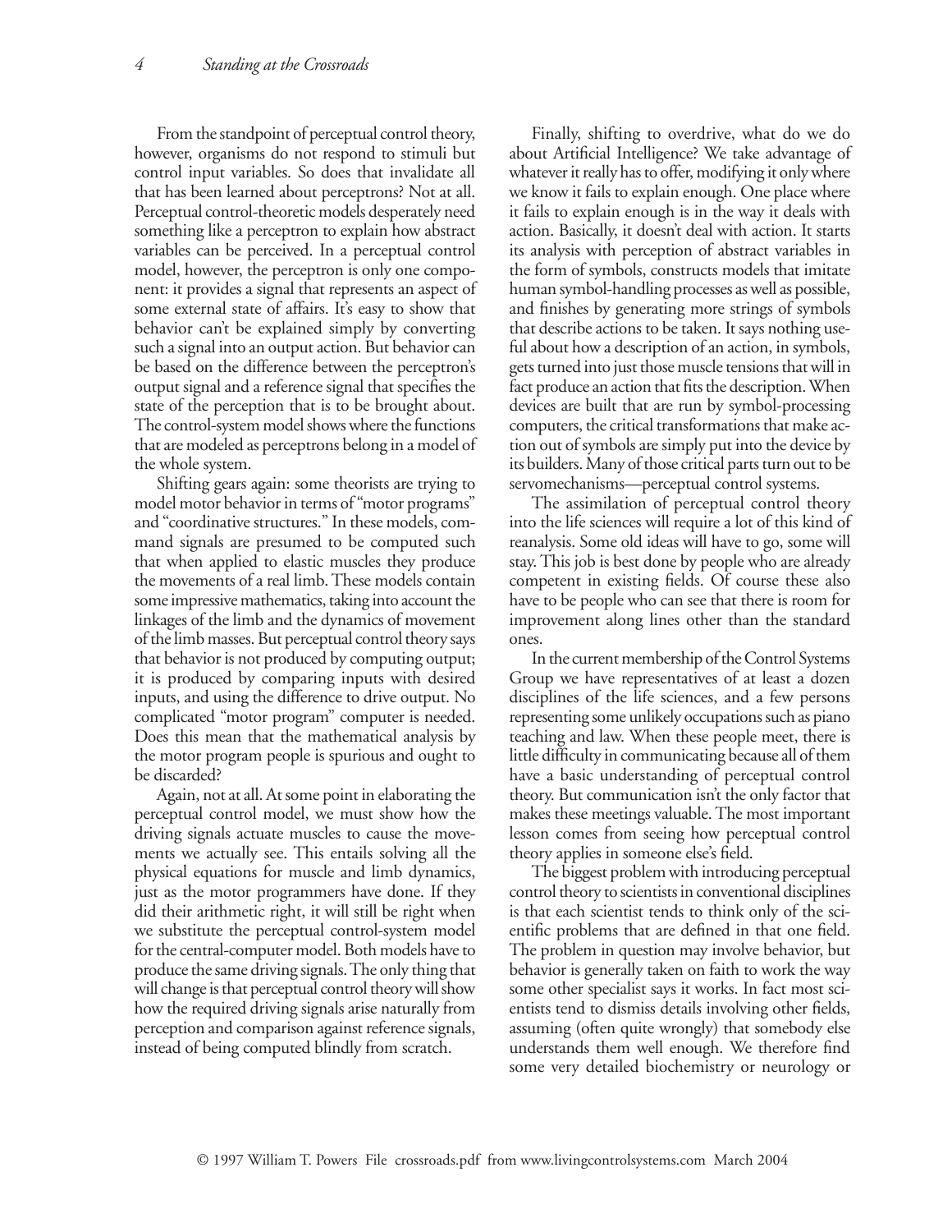From the standpoint of perceptual control theory, however, organisms do not respond to stimuli but control input variables. So does that invalidate all that has been learned about perceptrons? Not at all. Perceptual control-theoretic models desperately need something like a perceptron to explain how abstract variables can be perceived. In a perceptual control model, however, the perceptron is only one component: it provides a signal that represents an aspect of some external state of affairs. It's easy to show that behavior can't be explained simply by converting such a signal into an output action. But behavior can be based on the difference between the perceptron's output signal and a reference signal that specifies the state of the perception that is to be brought about. The control-system model shows where the functions that are modeled as perceptrons belong in a model of the whole system.

Shifting gears again: some theorists are trying to model motor behavior in terms of "motor programs" and "coordinative structures." In these models, command signals are presumed to be computed such that when applied to elastic muscles they produce the movements of a real limb. These models contain some impressive mathematics, taking into account the linkages of the limb and the dynamics of movement of the limb masses. But perceptual control theory says that behavior is not produced by computing output; it is produced by comparing inputs with desired inputs, and using the difference to drive output. No complicated "motor program" computer is needed. Does this mean that the mathematical analysis by the motor program people is spurious and ought to be discarded?

Again, not at all. At some point in elaborating the perceptual control model, we must show how the driving signals actuate muscles to cause the movements we actually see. This entails solving all the physical equations for muscle and limb dynamics, just as the motor programmers have done. If they did their arithmetic right, it will still be right when we substitute the perceptual control-system model for the central-computer model. Both models have to produce the same driving signals. The only thing that will change is that perceptual control theory will show how the required driving signals arise naturally from perception and comparison against reference signals, instead of being computed blindly from scratch.

Finally, shifting to overdrive, what do we do about Artificial Intelligence? We take advantage of whatever it really has to offer, modifying it only where we know it fails to explain enough. One place where it fails to explain enough is in the way it deals with action. Basically, it doesn't deal with action. It starts its analysis with perception of abstract variables in the form of symbols, constructs models that imitate human symbol-handling processes as well as possible, and finishes by generating more strings of symbols that describe actions to be taken. It says nothing useful about how a description of an action, in symbols, gets turned into just those muscle tensions that will in fact produce an action that fits the description. When devices are built that are run by symbol-processing computers, the critical transformations that make action out of symbols are simply put into the device by its builders. Many of those critical parts turn out to be servomechanisms—perceptual control systems.

The assimilation of perceptual control theory into the life sciences will require a lot of this kind of reanalysis. Some old ideas will have to go, some will stay. This job is best done by people who are already competent in existing fields. Of course these also have to be people who can see that there is room for improvement along lines other than the standard ones.

In the current membership of the Control Systems Group we have representatives of at least a dozen disciplines of the life sciences, and a few persons representing some unlikely occupations such as piano teaching and law. When these people meet, there is little difficulty in communicating because all of them have a basic understanding of perceptual control theory. But communication isn't the only factor that makes these meetings valuable. The most important lesson comes from seeing how perceptual control theory applies in someone else's field.

The biggest problem with introducing perceptual control theory to scientists in conventional disciplines is that each scientist tends to think only of the scientific problems that are defined in that one field. The problem in question may involve behavior, but behavior is generally taken on faith to work the way some other specialist says it works. In fact most scientists tend to dismiss details involving other fields, assuming (often quite wrongly) that somebody else understands them well enough. We therefore find some very detailed biochemistry or neurology or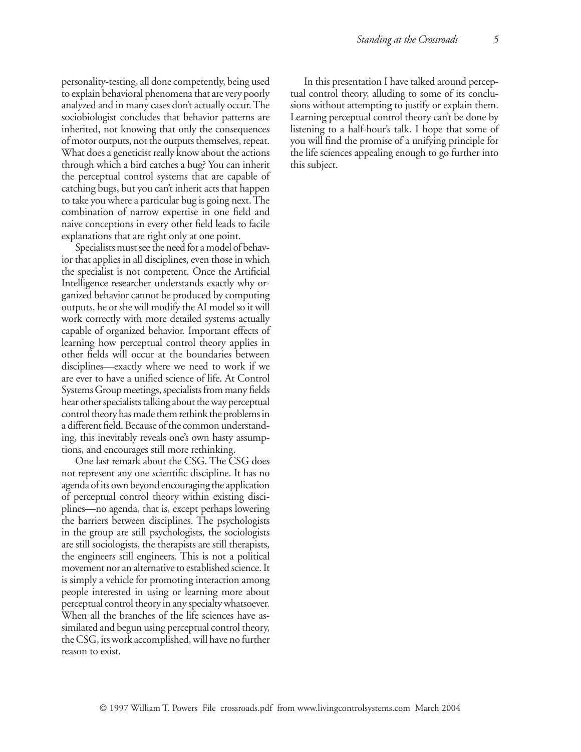personality-testing, all done competently, being used to explain behavioral phenomena that are very poorly analyzed and in many cases don't actually occur. The sociobiologist concludes that behavior patterns are inherited, not knowing that only the consequences of motor outputs, not the outputs themselves, repeat. What does a geneticist really know about the actions through which a bird catches a bug? You can inherit the perceptual control systems that are capable of catching bugs, but you can't inherit acts that happen to take you where a particular bug is going next. The combination of narrow expertise in one field and naive conceptions in every other field leads to facile explanations that are right only at one point.

Specialists must see the need for a model of behavior that applies in all disciplines, even those in which the specialist is not competent. Once the Artificial Intelligence researcher understands exactly why organized behavior cannot be produced by computing outputs, he or she will modify the AI model so it will work correctly with more detailed systems actually capable of organized behavior. Important effects of learning how perceptual control theory applies in other fields will occur at the boundaries between disciplines—exactly where we need to work if we are ever to have a unified science of life. At Control Systems Group meetings, specialists from many fields hear other specialists talking about the way perceptual control theory has made them rethink the problems in a different field. Because of the common understanding, this inevitably reveals one's own hasty assumptions, and encourages still more rethinking.

One last remark about the CSG. The CSG does not represent any one scientific discipline. It has no agenda of its own beyond encouraging the application of perceptual control theory within existing disciplines—no agenda, that is, except perhaps lowering the barriers between disciplines. The psychologists in the group are still psychologists, the sociologists are still sociologists, the therapists are still therapists, the engineers still engineers. This is not a political movement nor an alternative to established science. It is simply a vehicle for promoting interaction among people interested in using or learning more about perceptual control theory in any specialty whatsoever. When all the branches of the life sciences have assimilated and begun using perceptual control theory, the CSG, its work accomplished, will have no further reason to exist.

In this presentation I have talked around perceptual control theory, alluding to some of its conclusions without attempting to justify or explain them. Learning perceptual control theory can't be done by listening to a half-hour's talk. I hope that some of you will find the promise of a unifying principle for the life sciences appealing enough to go further into this subject.

© 1997 William T. Powers File crossroads.pdf from www.livingcontrolsystems.com March 2004